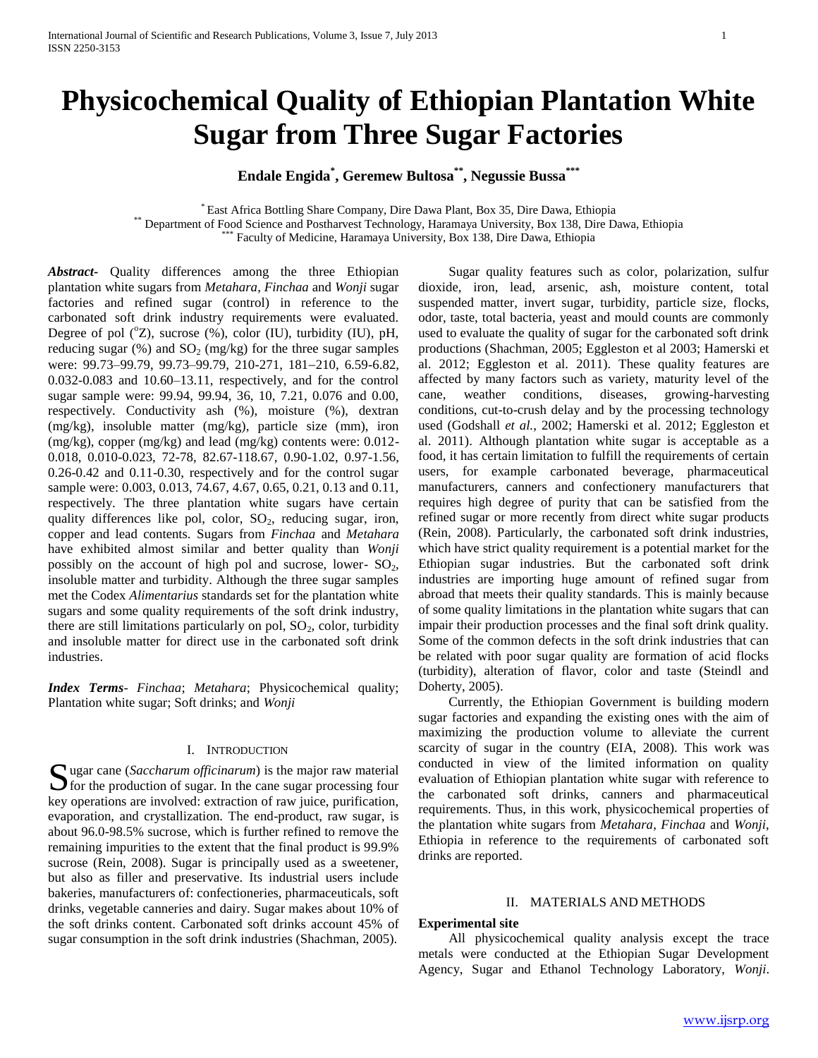# Physicochemical Quality of Ethiopian Plantation White Sugar from Three Sugar Factories

**Endale Engida[*], Geremew Bultosa[**], Negussie Bussa[***]**

[*] East Africa Bottling Share Company, Dire Dawa Plant, Box 35, Dire Dawa, Ethiopia
[**] Department of Food Science and Postharvest Technology, Haramaya University, Box 138, Dire Dawa, Ethiopia
[***] Faculty of Medicine, Haramaya University, Box 138, Dire Dawa, Ethiopia

***Abstract*-** Quality differences among the three Ethiopian plantation white sugars from *Metahara*, *Finchaa* and *Wonji* sugar factories and refined sugar (control) in reference to the carbonated soft drink industry requirements were evaluated. Degree of pol ($^oZ$), sucrose (%), color (IU), turbidity (IU), pH, reducing sugar (%) and $SO_2$ (mg/kg) for the three sugar samples were: 99.73–99.79, 99.73–99.79, 210-271, 181–210, 6.59-6.82, 0.032-0.083 and 10.60–13.11, respectively, and for the control sugar sample were: 99.94, 99.94, 36, 10, 7.21, 0.076 and 0.00, respectively. Conductivity ash (%), moisture (%), dextran (mg/kg), insoluble matter (mg/kg), particle size (mm), iron (mg/kg), copper (mg/kg) and lead (mg/kg) contents were: 0.012-0.018, 0.010-0.023, 72-78, 82.67-118.67, 0.90-1.02, 0.97-1.56, 0.26-0.42 and 0.11-0.30, respectively and for the control sugar sample were: 0.003, 0.013, 74.67, 4.67, 0.65, 0.21, 0.13 and 0.11, respectively. The three plantation white sugars have certain quality differences like pol, color, $SO_2$, reducing sugar, iron, copper and lead contents. Sugars from *Finchaa* and *Metahara* have exhibited almost similar and better quality than *Wonji* possibly on the account of high pol and sucrose, lower- $SO_2$, insoluble matter and turbidity. Although the three sugar samples met the Codex *Alimentarius* standards set for the plantation white sugars and some quality requirements of the soft drink industry, there are still limitations particularly on pol, $SO_2$, color, turbidity and insoluble matter for direct use in the carbonated soft drink industries.

***Index Terms*-** *Finchaa*; *Metahara*; Physicochemical quality; Plantation white sugar; Soft drinks; and *Wonji*

## I. Introduction

Sugar cane (*Saccharum officinarum*) is the major raw material for the production of sugar. In the cane sugar processing four key operations are involved: extraction of raw juice, purification, evaporation, and crystallization. The end-product, raw sugar, is about 96.0-98.5% sucrose, which is further refined to remove the remaining impurities to the extent that the final product is 99.9% sucrose (Rein, 2008). Sugar is principally used as a sweetener, but also as filler and preservative. Its industrial users include bakeries, manufacturers of: confectioneries, pharmaceuticals, soft drinks, vegetable canneries and dairy. Sugar makes about 10% of the soft drinks content. Carbonated soft drinks account 45% of sugar consumption in the soft drink industries (Shachman, 2005).

Sugar quality features such as color, polarization, sulfur dioxide, iron, lead, arsenic, ash, moisture content, total suspended matter, invert sugar, turbidity, particle size, flocks, odor, taste, total bacteria, yeast and mould counts are commonly used to evaluate the quality of sugar for the carbonated soft drink productions (Shachman, 2005; Eggleston et al 2003; Hamerski et al. 2012; Eggleston et al. 2011). These quality features are affected by many factors such as variety, maturity level of the cane, weather conditions, diseases, growing-harvesting conditions, cut-to-crush delay and by the processing technology used (Godshall *et al.*, 2002; Hamerski et al. 2012; Eggleston et al. 2011). Although plantation white sugar is acceptable as a food, it has certain limitation to fulfill the requirements of certain users, for example carbonated beverage, pharmaceutical manufacturers, canners and confectionery manufacturers that requires high degree of purity that can be satisfied from the refined sugar or more recently from direct white sugar products (Rein, 2008). Particularly, the carbonated soft drink industries, which have strict quality requirement is a potential market for the Ethiopian sugar industries. But the carbonated soft drink industries are importing huge amount of refined sugar from abroad that meets their quality standards. This is mainly because of some quality limitations in the plantation white sugars that can impair their production processes and the final soft drink quality. Some of the common defects in the soft drink industries that can be related with poor sugar quality are formation of acid flocks (turbidity), alteration of flavor, color and taste (Steindl and Doherty, 2005).

Currently, the Ethiopian Government is building modern sugar factories and expanding the existing ones with the aim of maximizing the production volume to alleviate the current scarcity of sugar in the country (EIA, 2008). This work was conducted in view of the limited information on quality evaluation of Ethiopian plantation white sugar with reference to the carbonated soft drinks, canners and pharmaceutical requirements. Thus, in this work, physicochemical properties of the plantation white sugars from *Metahara*, *Finchaa* and *Wonji*, Ethiopia in reference to the requirements of carbonated soft drinks are reported.

## II. Materials and Methods

### Experimental site

All physicochemical quality analysis except the trace metals were conducted at the Ethiopian Sugar Development Agency, Sugar and Ethanol Technology Laboratory, *Wonji*.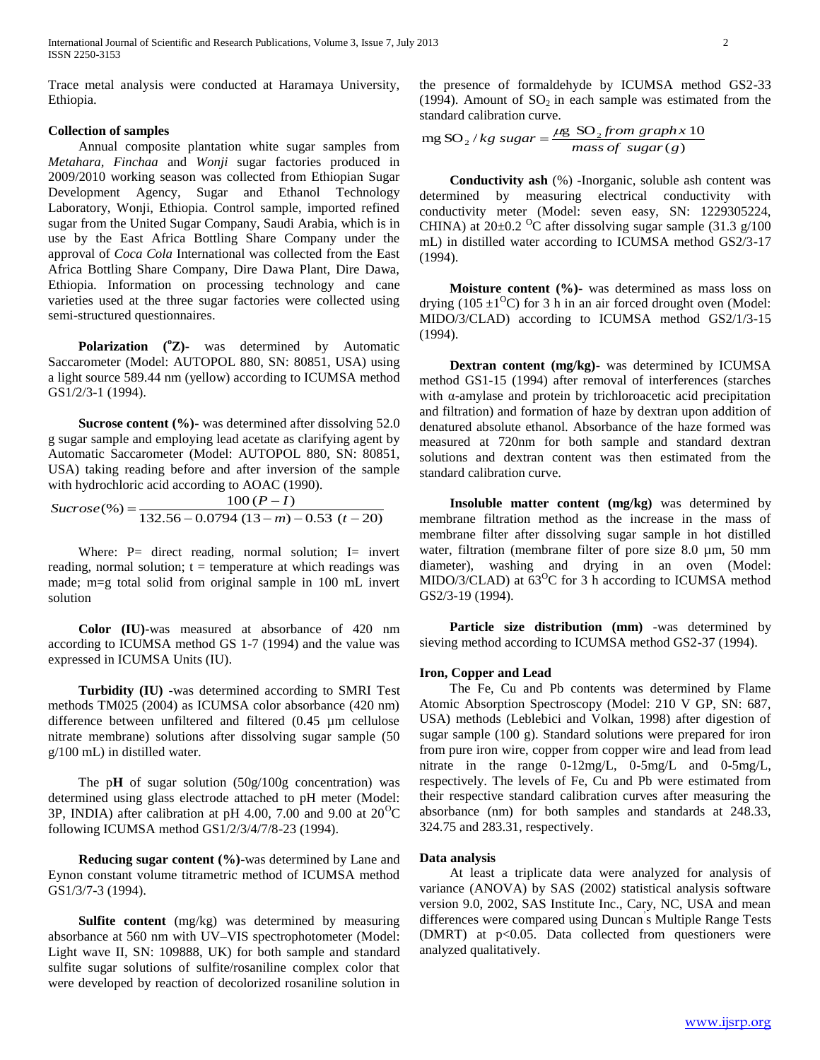Trace metal analysis were conducted at Haramaya University, Ethiopia.

**Collection of samples**

Annual composite plantation white sugar samples from *Metahara, Finchaa* and *Wonji* sugar factories produced in 2009/2010 working season was collected from Ethiopian Sugar Development Agency, Sugar and Ethanol Technology Laboratory, Wonji, Ethiopia. Control sample, imported refined sugar from the United Sugar Company, Saudi Arabia, which is in use by the East Africa Bottling Share Company under the approval of *Coca Cola* International was collected from the East Africa Bottling Share Company, Dire Dawa Plant, Dire Dawa, Ethiopia. Information on processing technology and cane varieties used at the three sugar factories were collected using semi-structured questionnaires.

**Polarization ($^{o}$Z)-** was determined by Automatic Saccarometer (Model: AUTOPOL 880, SN: 80851, USA) using a light source 589.44 nm (yellow) according to ICUMSA method GS1/2/3-1 (1994).

**Sucrose content (%)**- was determined after dissolving 52.0 g sugar sample and employing lead acetate as clarifying agent by Automatic Saccarometer (Model: AUTOPOL 880, SN: 80851, USA) taking reading before and after inversion of the sample with hydrochloric acid according to AOAC (1990).

$$Sucrose(\%) = \frac{100\,(P - I)}{132.56 - 0.0794\,(13 - m) - 0.53\,(t - 20)}$$

Where: P= direct reading, normal solution; I= invert reading, normal solution; t = temperature at which readings was made; m=g total solid from original sample in 100 mL invert solution

**Color (IU)-**was measured at absorbance of 420 nm according to ICUMSA method GS 1-7 (1994) and the value was expressed in ICUMSA Units (IU).

**Turbidity (IU)** -was determined according to SMRI Test methods TM025 (2004) as ICUMSA color absorbance (420 nm) difference between unfiltered and filtered (0.45 µm cellulose nitrate membrane) solutions after dissolving sugar sample (50 g/100 mL) in distilled water.

The p**H** of sugar solution (50g/100g concentration) was determined using glass electrode attached to pH meter (Model: 3P, INDIA) after calibration at pH 4.00, 7.00 and 9.00 at 20$^{O}$C following ICUMSA method GS1/2/3/4/7/8-23 (1994).

**Reducing sugar content (%)**-was determined by Lane and Eynon constant volume titrametric method of ICUMSA method GS1/3/7-3 (1994).

**Sulfite content** (mg/kg) was determined by measuring absorbance at 560 nm with UV–VIS spectrophotometer (Model: Light wave II, SN: 109888, UK) for both sample and standard sulfite sugar solutions of sulfite/rosaniline complex color that were developed by reaction of decolorized rosaniline solution in the presence of formaldehyde by ICUMSA method GS2-33 (1994). Amount of $SO_2$ in each sample was estimated from the standard calibration curve.

$$\text{mg SO}_2\,/\,kg\ sugar = \frac{\mu g\ \text{SO}_2\ from\ graph\,x\,10}{mass\ of\ sugar\,(g)}$$

**Conductivity ash** (%) -Inorganic, soluble ash content was determined by measuring electrical conductivity with conductivity meter (Model: seven easy, SN: 1229305224, CHINA) at 20±0.2 $^{O}$C after dissolving sugar sample (31.3 g/100 mL) in distilled water according to ICUMSA method GS2/3-17 (1994).

**Moisture content (%)-** was determined as mass loss on drying (105 ±1$^{O}$C) for 3 h in an air forced drought oven (Model: MIDO/3/CLAD) according to ICUMSA method GS2/1/3-15 (1994).

**Dextran content (mg/kg)**- was determined by ICUMSA method GS1-15 (1994) after removal of interferences (starches with α-amylase and protein by trichloroacetic acid precipitation and filtration) and formation of haze by dextran upon addition of denatured absolute ethanol. Absorbance of the haze formed was measured at 720nm for both sample and standard dextran solutions and dextran content was then estimated from the standard calibration curve.

**Insoluble matter content (mg/kg)** was determined by membrane filtration method as the increase in the mass of membrane filter after dissolving sugar sample in hot distilled water, filtration (membrane filter of pore size 8.0 µm, 50 mm diameter), washing and drying in an oven (Model: MIDO/3/CLAD) at 63$^{O}$C for 3 h according to ICUMSA method GS2/3-19 (1994).

**Particle size distribution (mm)** -was determined by sieving method according to ICUMSA method GS2-37 (1994).

**Iron, Copper and Lead**

The Fe, Cu and Pb contents was determined by Flame Atomic Absorption Spectroscopy (Model: 210 V GP, SN: 687, USA) methods (Leblebici and Volkan, 1998) after digestion of sugar sample (100 g). Standard solutions were prepared for iron from pure iron wire, copper from copper wire and lead from lead nitrate in the range 0-12mg/L, 0-5mg/L and 0-5mg/L, respectively. The levels of Fe, Cu and Pb were estimated from their respective standard calibration curves after measuring the absorbance (nm) for both samples and standards at 248.33, 324.75 and 283.31, respectively.

**Data analysis**

At least a triplicate data were analyzed for analysis of variance (ANOVA) by SAS (2002) statistical analysis software version 9.0, 2002, SAS Institute Inc., Cary, NC, USA and mean differences were compared using Duncan's Multiple Range Tests (DMRT) at p<0.05. Data collected from questioners were analyzed qualitatively.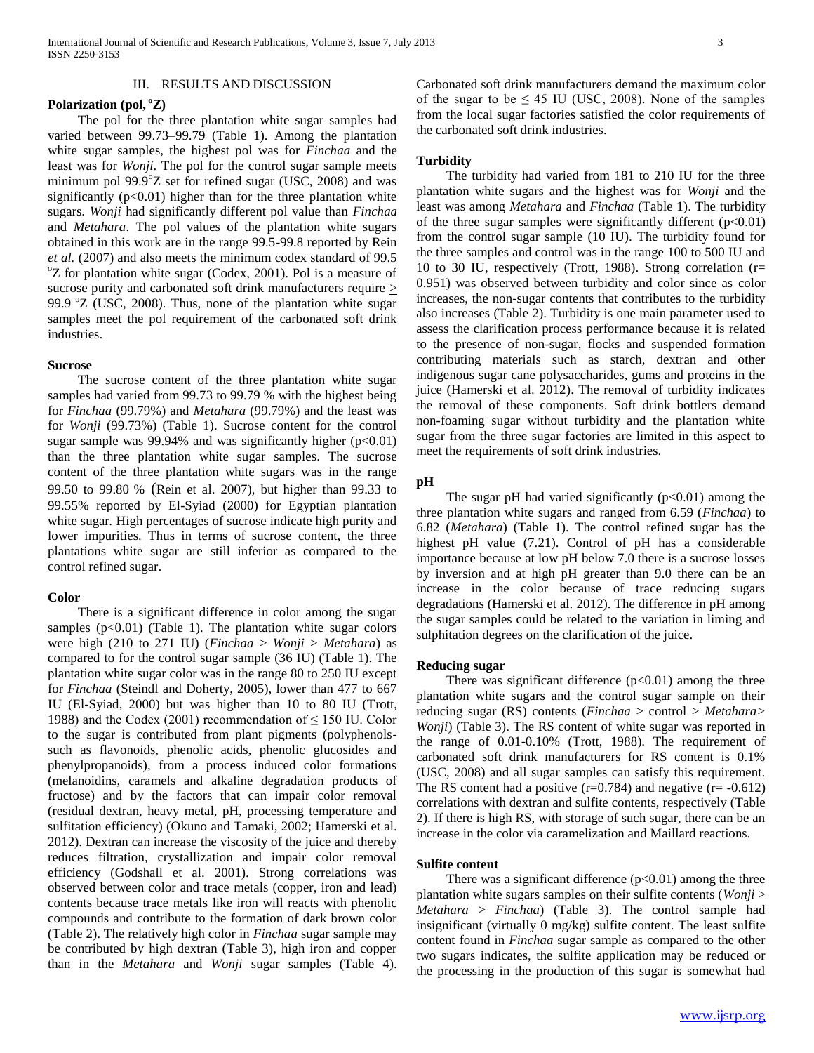## III. RESULTS AND DISCUSSION

### Polarization (pol, °Z)

The pol for the three plantation white sugar samples had varied between 99.73–99.79 (Table 1). Among the plantation white sugar samples, the highest pol was for *Finchaa* and the least was for *Wonji*. The pol for the control sugar sample meets minimum pol 99.9°Z set for refined sugar (USC, 2008) and was significantly ($p<0.01$) higher than for the three plantation white sugars. *Wonji* had significantly different pol value than *Finchaa* and *Metahara*. The pol values of the plantation white sugars obtained in this work are in the range 99.5-99.8 reported by Rein *et al.* (2007) and also meets the minimum codex standard of 99.5 °Z for plantation white sugar (Codex, 2001). Pol is a measure of sucrose purity and carbonated soft drink manufacturers require ≥ 99.9 °Z (USC, 2008). Thus, none of the plantation white sugar samples meet the pol requirement of the carbonated soft drink industries.

### Sucrose

The sucrose content of the three plantation white sugar samples had varied from 99.73 to 99.79 % with the highest being for *Finchaa* (99.79%) and *Metahara* (99.79%) and the least was for *Wonji* (99.73%) (Table 1). Sucrose content for the control sugar sample was 99.94% and was significantly higher ($p<0.01$) than the three plantation white sugar samples. The sucrose content of the three plantation white sugars was in the range 99.50 to 99.80 % (Rein et al. 2007), but higher than 99.33 to 99.55% reported by El-Syiad (2000) for Egyptian plantation white sugar. High percentages of sucrose indicate high purity and lower impurities. Thus in terms of sucrose content, the three plantations white sugar are still inferior as compared to the control refined sugar.

### Color

There is a significant difference in color among the sugar samples ($p<0.01$) (Table 1). The plantation white sugar colors were high (210 to 271 IU) (*Finchaa* > *Wonji* > *Metahara*) as compared to for the control sugar sample (36 IU) (Table 1). The plantation white sugar color was in the range 80 to 250 IU except for *Finchaa* (Steindl and Doherty, 2005), lower than 477 to 667 IU (El-Syiad, 2000) but was higher than 10 to 80 IU (Trott, 1988) and the Codex (2001) recommendation of ≤ 150 IU. Color to the sugar is contributed from plant pigments (polyphenols- such as flavonoids, phenolic acids, phenolic glucosides and phenylpropanoids), from a process induced color formations (melanoidins, caramels and alkaline degradation products of fructose) and by the factors that can impair color removal (residual dextran, heavy metal, pH, processing temperature and sulfitation efficiency) (Okuno and Tamaki, 2002; Hamerski et al. 2012). Dextran can increase the viscosity of the juice and thereby reduces filtration, crystallization and impair color removal efficiency (Godshall et al. 2001). Strong correlations was observed between color and trace metals (copper, iron and lead) contents because trace metals like iron will reacts with phenolic compounds and contribute to the formation of dark brown color (Table 2). The relatively high color in *Finchaa* sugar sample may be contributed by high dextran (Table 3), high iron and copper than in the *Metahara* and *Wonji* sugar samples (Table 4). Carbonated soft drink manufacturers demand the maximum color of the sugar to be ≤ 45 IU (USC, 2008). None of the samples from the local sugar factories satisfied the color requirements of the carbonated soft drink industries.

### Turbidity

The turbidity had varied from 181 to 210 IU for the three plantation white sugars and the highest was for *Wonji* and the least was among *Metahara* and *Finchaa* (Table 1). The turbidity of the three sugar samples were significantly different ($p<0.01$) from the control sugar sample (10 IU). The turbidity found for the three samples and control was in the range 100 to 500 IU and 10 to 30 IU, respectively (Trott, 1988). Strong correlation ($r= 0.951$) was observed between turbidity and color since as color increases, the non-sugar contents that contributes to the turbidity also increases (Table 2). Turbidity is one main parameter used to assess the clarification process performance because it is related to the presence of non-sugar, flocks and suspended formation contributing materials such as starch, dextran and other indigenous sugar cane polysaccharides, gums and proteins in the juice (Hamerski et al. 2012). The removal of turbidity indicates the removal of these components. Soft drink bottlers demand non-foaming sugar without turbidity and the plantation white sugar from the three sugar factories are limited in this aspect to meet the requirements of soft drink industries.

### pH

The sugar pH had varied significantly ($p<0.01$) among the three plantation white sugars and ranged from 6.59 (*Finchaa*) to 6.82 (*Metahara*) (Table 1). The control refined sugar has the highest pH value (7.21). Control of pH has a considerable importance because at low pH below 7.0 there is a sucrose losses by inversion and at high pH greater than 9.0 there can be an increase in the color because of trace reducing sugars degradations (Hamerski et al. 2012). The difference in pH among the sugar samples could be related to the variation in liming and sulphitation degrees on the clarification of the juice.

### Reducing sugar

There was significant difference ($p<0.01$) among the three plantation white sugars and the control sugar sample on their reducing sugar (RS) contents (*Finchaa* > control > *Metahara*> *Wonji*) (Table 3). The RS content of white sugar was reported in the range of 0.01-0.10% (Trott, 1988). The requirement of carbonated soft drink manufacturers for RS content is 0.1% (USC, 2008) and all sugar samples can satisfy this requirement. The RS content had a positive ($r=0.784$) and negative ($r= -0.612$) correlations with dextran and sulfite contents, respectively (Table 2). If there is high RS, with storage of such sugar, there can be an increase in the color via caramelization and Maillard reactions.

### Sulfite content

There was a significant difference ($p<0.01$) among the three plantation white sugars samples on their sulfite contents (*Wonji* > *Metahara* > *Finchaa*) (Table 3). The control sample had insignificant (virtually 0 mg/kg) sulfite content. The least sulfite content found in *Finchaa* sugar sample as compared to the other two sugars indicates, the sulfite application may be reduced or the processing in the production of this sugar is somewhat had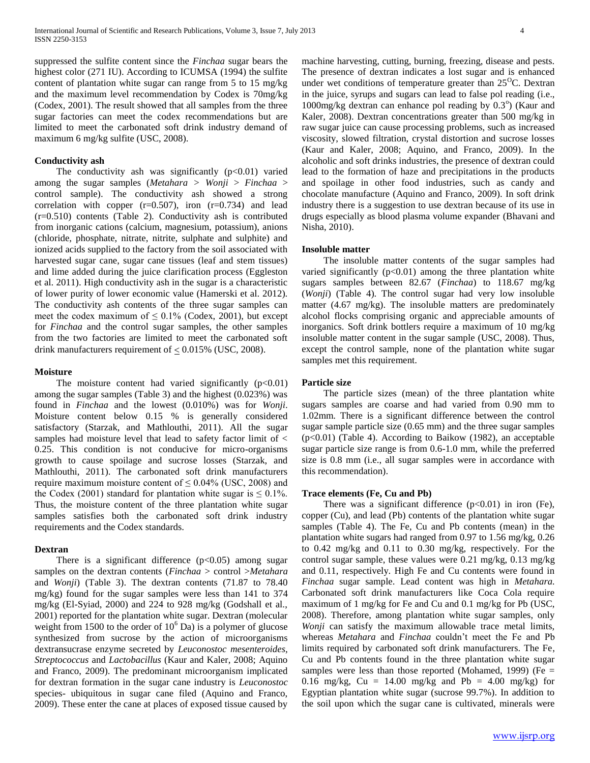suppressed the sulfite content since the *Finchaa* sugar bears the highest color (271 IU). According to ICUMSA (1994) the sulfite content of plantation white sugar can range from 5 to 15 mg/kg and the maximum level recommendation by Codex is 70mg/kg (Codex, 2001). The result showed that all samples from the three sugar factories can meet the codex recommendations but are limited to meet the carbonated soft drink industry demand of maximum 6 mg/kg sulfite (USC, 2008).

**Conductivity ash**

The conductivity ash was significantly ($p<0.01$) varied among the sugar samples (*Metahara* > *Wonji* > *Finchaa* > control sample). The conductivity ash showed a strong correlation with copper ($r=0.507$), iron ($r=0.734$) and lead ($r=0.510$) contents (Table 2). Conductivity ash is contributed from inorganic cations (calcium, magnesium, potassium), anions (chloride, phosphate, nitrate, nitrite, sulphate and sulphite) and ionized acids supplied to the factory from the soil associated with harvested sugar cane, sugar cane tissues (leaf and stem tissues) and lime added during the juice clarification process (Eggleston et al. 2011). High conductivity ash in the sugar is a characteristic of lower purity of lower economic value (Hamerski et al. 2012). The conductivity ash contents of the three sugar samples can meet the codex maximum of $\leq 0.1\%$ (Codex, 2001), but except for *Finchaa* and the control sugar samples, the other samples from the two factories are limited to meet the carbonated soft drink manufacturers requirement of $\leq 0.015\%$ (USC, 2008).

**Moisture**

The moisture content had varied significantly ($p<0.01$) among the sugar samples (Table 3) and the highest (0.023%) was found in *Finchaa* and the lowest (0.010%) was for *Wonji*. Moisture content below 0.15 % is generally considered satisfactory (Starzak, and Mathlouthi, 2011). All the sugar samples had moisture level that lead to safety factor limit of < 0.25. This condition is not conducive for micro-organisms growth to cause spoilage and sucrose losses (Starzak, and Mathlouthi, 2011). The carbonated soft drink manufacturers require maximum moisture content of $\leq 0.04\%$ (USC, 2008) and the Codex (2001) standard for plantation white sugar is $\leq 0.1\%$. Thus, the moisture content of the three plantation white sugar samples satisfies both the carbonated soft drink industry requirements and the Codex standards.

**Dextran**

There is a significant difference ($p<0.05$) among sugar samples on the dextran contents (*Finchaa* > control >*Metahara* and *Wonji*) (Table 3). The dextran contents (71.87 to 78.40 mg/kg) found for the sugar samples were less than 141 to 374 mg/kg (El-Syiad, 2000) and 224 to 928 mg/kg (Godshall et al., 2001) reported for the plantation white sugar. Dextran (molecular weight from 1500 to the order of $10^6$ Da) is a polymer of glucose synthesized from sucrose by the action of microorganisms dextransucrase enzyme secreted by *Leuconostoc mesenteroides*, *Streptococcus* and *Lactobacillus* (Kaur and Kaler, 2008; Aquino and Franco, 2009). The predominant microorganism implicated for dextran formation in the sugar cane industry is *Leuconostoc* species- ubiquitous in sugar cane filed (Aquino and Franco, 2009). These enter the cane at places of exposed tissue caused by machine harvesting, cutting, burning, freezing, disease and pests. The presence of dextran indicates a lost sugar and is enhanced under wet conditions of temperature greater than $25^{O}C$. Dextran in the juice, syrups and sugars can lead to false pol reading (i.e., 1000mg/kg dextran can enhance pol reading by $0.3^{o}$) (Kaur and Kaler, 2008). Dextran concentrations greater than 500 mg/kg in raw sugar juice can cause processing problems, such as increased viscosity, slowed filtration, crystal distortion and sucrose losses (Kaur and Kaler, 2008; Aquino, and Franco, 2009). In the alcoholic and soft drinks industries, the presence of dextran could lead to the formation of haze and precipitations in the products and spoilage in other food industries, such as candy and chocolate manufacture (Aquino and Franco, 2009). In soft drink industry there is a suggestion to use dextran because of its use in drugs especially as blood plasma volume expander (Bhavani and Nisha, 2010).

**Insoluble matter**

The insoluble matter contents of the sugar samples had varied significantly ($p<0.01$) among the three plantation white sugars samples between 82.67 (*Finchaa*) to 118.67 mg/kg (*Wonji*) (Table 4). The control sugar had very low insoluble matter (4.67 mg/kg). The insoluble matters are predominately alcohol flocks comprising organic and appreciable amounts of inorganics. Soft drink bottlers require a maximum of 10 mg/kg insoluble matter content in the sugar sample (USC, 2008). Thus, except the control sample, none of the plantation white sugar samples met this requirement.

**Particle size**

The particle sizes (mean) of the three plantation white sugars samples are coarse and had varied from 0.90 mm to 1.02mm. There is a significant difference between the control sugar sample particle size (0.65 mm) and the three sugar samples ($p<0.01$) (Table 4). According to Baikow (1982), an acceptable sugar particle size range is from 0.6-1.0 mm, while the preferred size is 0.8 mm (i.e., all sugar samples were in accordance with this recommendation).

**Trace elements (Fe, Cu and Pb)**

There was a significant difference ($p<0.01$) in iron (Fe), copper (Cu), and lead (Pb) contents of the plantation white sugar samples (Table 4). The Fe, Cu and Pb contents (mean) in the plantation white sugars had ranged from 0.97 to 1.56 mg/kg, 0.26 to 0.42 mg/kg and 0.11 to 0.30 mg/kg, respectively. For the control sugar sample, these values were 0.21 mg/kg, 0.13 mg/kg and 0.11, respectively. High Fe and Cu contents were found in *Finchaa* sugar sample. Lead content was high in *Metahara.* Carbonated soft drink manufacturers like Coca Cola require maximum of 1 mg/kg for Fe and Cu and 0.1 mg/kg for Pb (USC, 2008). Therefore, among plantation white sugar samples, only *Wonji* can satisfy the maximum allowable trace metal limits, whereas *Metahara* and *Finchaa* couldn't meet the Fe and Pb limits required by carbonated soft drink manufacturers. The Fe, Cu and Pb contents found in the three plantation white sugar samples were less than those reported (Mohamed, 1999) (Fe = 0.16 mg/kg, Cu = 14.00 mg/kg and Pb = 4.00 mg/kg) for Egyptian plantation white sugar (sucrose 99.7%). In addition to the soil upon which the sugar cane is cultivated, minerals were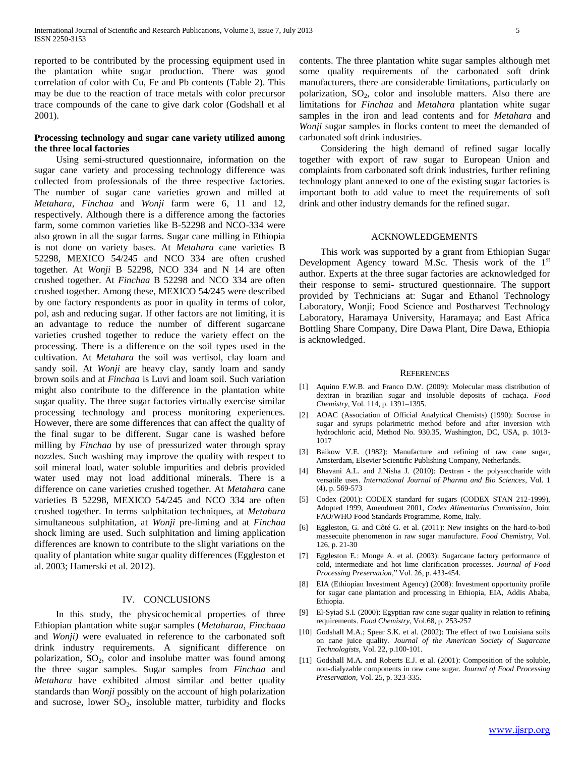reported to be contributed by the processing equipment used in the plantation white sugar production. There was good correlation of color with Cu, Fe and Pb contents (Table 2). This may be due to the reaction of trace metals with color precursor trace compounds of the cane to give dark color (Godshall et al 2001).

**Processing technology and sugar cane variety utilized among the three local factories**

Using semi-structured questionnaire, information on the sugar cane variety and processing technology difference was collected from professionals of the three respective factories. The number of sugar cane varieties grown and milled at *Metahara*, *Finchaa* and *Wonji* farm were 6, 11 and 12, respectively. Although there is a difference among the factories farm, some common varieties like B-52298 and NCO-334 were also grown in all the sugar farms. Sugar cane milling in Ethiopia is not done on variety bases. At *Metahara* cane varieties B 52298, MEXICO 54/245 and NCO 334 are often crushed together. At *Wonji* B 52298, NCO 334 and N 14 are often crushed together. At *Finchaa* B 52298 and NCO 334 are often crushed together. Among these, MEXICO 54/245 were described by one factory respondents as poor in quality in terms of color, pol, ash and reducing sugar. If other factors are not limiting, it is an advantage to reduce the number of different sugarcane varieties crushed together to reduce the variety effect on the processing. There is a difference on the soil types used in the cultivation. At *Metahara* the soil was vertisol, clay loam and sandy soil. At *Wonji* are heavy clay, sandy loam and sandy brown soils and at *Finchaa* is Luvi and loam soil. Such variation might also contribute to the difference in the plantation white sugar quality. The three sugar factories virtually exercise similar processing technology and process monitoring experiences. However, there are some differences that can affect the quality of the final sugar to be different. Sugar cane is washed before milling by *Finchaa* by use of pressurized water through spray nozzles. Such washing may improve the quality with respect to soil mineral load, water soluble impurities and debris provided water used may not load additional minerals. There is a difference on cane varieties crushed together. At *Metahara* cane varieties B 52298, MEXICO 54/245 and NCO 334 are often crushed together. In terms sulphitation techniques, at *Metahara* simultaneous sulphitation, at *Wonji* pre-liming and at *Finchaa* shock liming are used. Such sulphitation and liming application differences are known to contribute to the slight variations on the quality of plantation white sugar quality differences (Eggleston et al. 2003; Hamerski et al. 2012).

## IV. CONCLUSIONS

In this study, the physicochemical properties of three Ethiopian plantation white sugar samples (*Metaharaa, Finchaaa* and *Wonji)* were evaluated in reference to the carbonated soft drink industry requirements. A significant difference on polarization, $SO_2$, color and insolube matter was found among the three sugar samples. Sugar samples from *Finchaa* and *Metahara* have exhibited almost similar and better quality standards than *Wonji* possibly on the account of high polarization and sucrose, lower $SO_2$, insoluble matter, turbidity and flocks contents. The three plantation white sugar samples although met some quality requirements of the carbonated soft drink manufacturers, there are considerable limitations, particularly on polarization, $SO_2$, color and insoluble matters. Also there are limitations for *Finchaa* and *Metahara* plantation white sugar samples in the iron and lead contents and for *Metahara* and *Wonji* sugar samples in flocks content to meet the demanded of carbonated soft drink industries.

Considering the high demand of refined sugar locally together with export of raw sugar to European Union and complaints from carbonated soft drink industries, further refining technology plant annexed to one of the existing sugar factories is important both to add value to meet the requirements of soft drink and other industry demands for the refined sugar.

## ACKNOWLEDGEMENTS

This work was supported by a grant from Ethiopian Sugar Development Agency toward M.Sc. Thesis work of the 1st author. Experts at the three sugar factories are acknowledged for their response to semi- structured questionnaire. The support provided by Technicians at: Sugar and Ethanol Technology Laboratory, Wonji; Food Science and Postharvest Technology Laboratory, Haramaya University, Haramaya; and East Africa Bottling Share Company, Dire Dawa Plant, Dire Dawa, Ethiopia is acknowledged.

## REFERENCES

[1] Aquino F.W.B. and Franco D.W. (2009): Molecular mass distribution of dextran in brazilian sugar and insoluble deposits of cachaça. *Food Chemistry*, Vol. 114, p. 1391–1395.

[2] AOAC (Association of Official Analytical Chemists) (1990): Sucrose in sugar and syrups polarimetric method before and after inversion with hydrochloric acid, Method No. 930.35, Washington, DC, USA, p. 1013-1017

[3] Baikow V.E. (1982): Manufacture and refining of raw cane sugar, Amsterdam, Elsevier Scientific Publishing Company, Netherlands.

[4] Bhavani A.L. and J.Nisha J. (2010): Dextran - the polysaccharide with versatile uses. *International Journal of Pharma and Bio Sciences*, Vol. 1 (4), p. 569-573

[5] Codex (2001): CODEX standard for sugars (CODEX STAN 212-1999), Adopted 1999, Amendment 2001, *Codex Alimentarius Commission*, Joint FAO/WHO Food Standards Programme, Rome, Italy.

[6] Eggleston, G. and Côté G. et al. (2011): New insights on the hard-to-boil massecuite phenomenon in raw sugar manufacture. *Food Chemistry*, Vol. 126, p. 21-30

[7] Eggleston E.: Monge A. et al. (2003): Sugarcane factory performance of cold, intermediate and hot lime clarification processes. *Journal of Food Processing Preservation*," Vol. 26, p. 433-454.

[8] EIA (Ethiopian Investment Agency) (2008): Investment opportunity profile for sugar cane plantation and processing in Ethiopia, EIA, Addis Ababa, Ethiopia.

[9] El-Syiad S.I. (2000): Egyptian raw cane sugar quality in relation to refining requirements. *Food Chemistry*, Vol.68, p. 253-257

[10] Godshall M.A.; Spear S.K. et al. (2002): The effect of two Louisiana soils on cane juice quality. *Journal of the American Society of Sugarcane Technologists*, Vol. 22, p.100-101.

[11] Godshall M.A. and Roberts E.J. et al. (2001): Composition of the soluble, non-dialyzable components in raw cane sugar. *Journal of Food Processing Preservation*, Vol. 25, p. 323-335.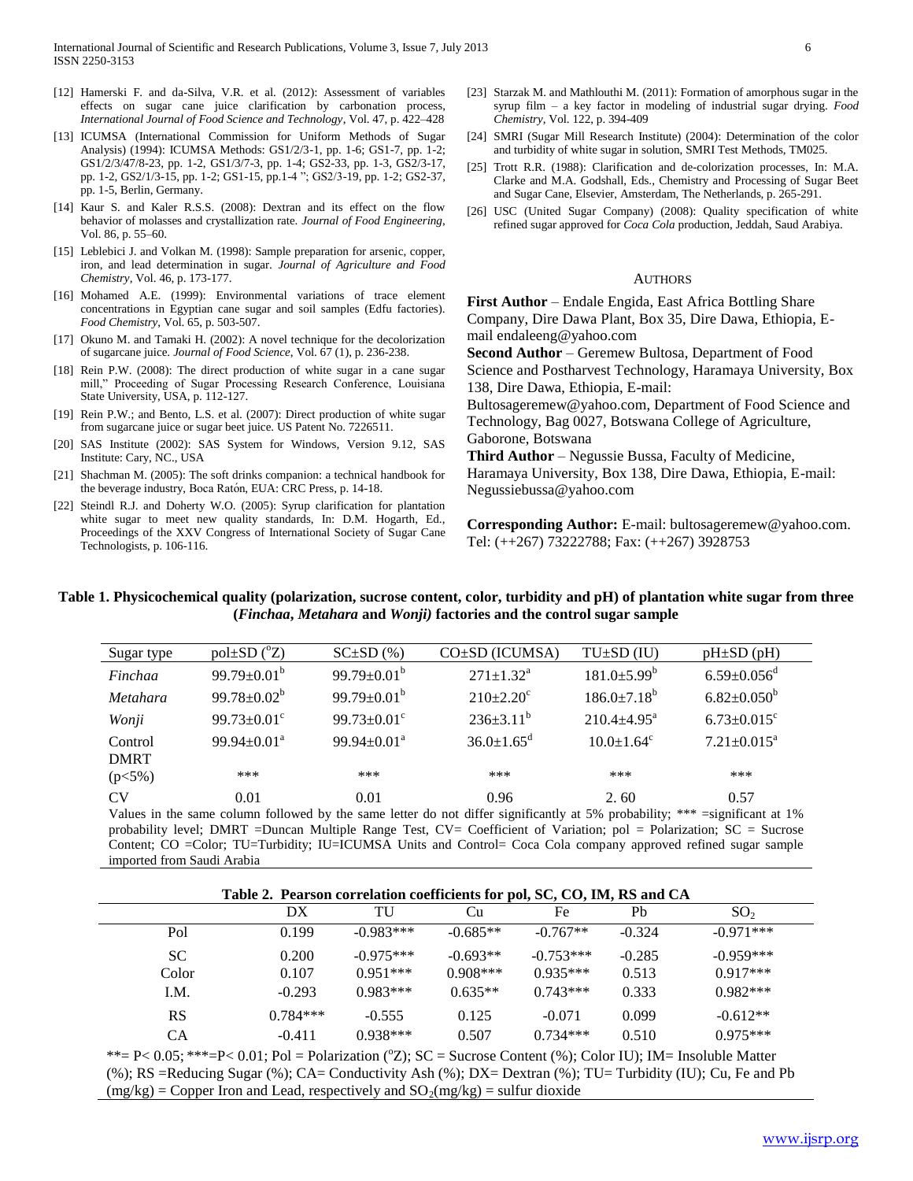[12] Hamerski F. and da-Silva, V.R. et al. (2012): Assessment of variables effects on sugar cane juice clarification by carbonation process, *International Journal of Food Science and Technology*, Vol. 47, p. 422–428

[13] ICUMSA (International Commission for Uniform Methods of Sugar Analysis) (1994): ICUMSA Methods: GS1/2/3-1, pp. 1-6; GS1-7, pp. 1-2; GS1/2/3/47/8-23, pp. 1-2, GS1/3/7-3, pp. 1-4; GS2-33, pp. 1-3, GS2/3-17, pp. 1-2, GS2/1/3-15, pp. 1-2; GS1-15, pp.1-4 "; GS2/3-19, pp. 1-2; GS2-37, pp. 1-5, Berlin, Germany.

[14] Kaur S. and Kaler R.S.S. (2008): Dextran and its effect on the flow behavior of molasses and crystallization rate. *Journal of Food Engineering*, Vol. 86, p. 55–60.

[15] Leblebici J. and Volkan M. (1998): Sample preparation for arsenic, copper, iron, and lead determination in sugar. *Journal of Agriculture and Food Chemistry*, Vol. 46, p. 173-177.

[16] Mohamed A.E. (1999): Environmental variations of trace element concentrations in Egyptian cane sugar and soil samples (Edfu factories). *Food Chemistry*, Vol. 65, p. 503-507.

[17] Okuno M. and Tamaki H. (2002): A novel technique for the decolorization of sugarcane juice. *Journal of Food Science*, Vol. 67 (1), p. 236-238.

[18] Rein P.W. (2008): The direct production of white sugar in a cane sugar mill," Proceeding of Sugar Processing Research Conference, Louisiana State University, USA, p. 112-127.

[19] Rein P.W.; and Bento, L.S. et al. (2007): Direct production of white sugar from sugarcane juice or sugar beet juice. US Patent No. 7226511.

[20] SAS Institute (2002): SAS System for Windows, Version 9.12, SAS Institute: Cary, NC., USA

[21] Shachman M. (2005): The soft drinks companion: a technical handbook for the beverage industry, Boca Ratón, EUA: CRC Press, p. 14-18.

[22] Steindl R.J. and Doherty W.O. (2005): Syrup clarification for plantation white sugar to meet new quality standards, In: D.M. Hogarth, Ed., Proceedings of the XXV Congress of International Society of Sugar Cane Technologists, p. 106-116.

[23] Starzak M. and Mathlouthi M. (2011): Formation of amorphous sugar in the syrup film – a key factor in modeling of industrial sugar drying. *Food Chemistry*, Vol. 122, p. 394-409

[24] SMRI (Sugar Mill Research Institute) (2004): Determination of the color and turbidity of white sugar in solution, SMRI Test Methods, TM025.

[25] Trott R.R. (1988): Clarification and de-colorization processes, In: M.A. Clarke and M.A. Godshall, Eds., Chemistry and Processing of Sugar Beet and Sugar Cane, Elsevier, Amsterdam, The Netherlands, p. 265-291.

[26] USC (United Sugar Company) (2008): Quality specification of white refined sugar approved for *Coca Cola* production, Jeddah, Saud Arabiya.

## AUTHORS

**First Author** – Endale Engida, East Africa Bottling Share Company, Dire Dawa Plant, Box 35, Dire Dawa, Ethiopia, E-mail endaleeng@yahoo.com

**Second Author** – Geremew Bultosa, Department of Food Science and Postharvest Technology, Haramaya University, Box 138, Dire Dawa, Ethiopia, E-mail: Bultosageremew@yahoo.com, Department of Food Science and Technology, Bag 0027, Botswana College of Agriculture, Gaborone, Botswana

**Third Author** – Negussie Bussa, Faculty of Medicine, Haramaya University, Box 138, Dire Dawa, Ethiopia, E-mail: Negussiebussa@yahoo.com

**Corresponding Author:** E-mail: bultosageremew@yahoo.com. Tel: (++267) 73222788; Fax: (++267) 3928753

**Table 1. Physicochemical quality (polarization, sucrose content, color, turbidity and pH) of plantation white sugar from three (*Finchaa*, *Metahara* and *Wonji)* factories and the control sugar sample**

| Sugar type | pol±SD (°Z) | SC±SD (%) | CO±SD (ICUMSA) | TU±SD (IU) | pH±SD (pH) |
|---|---|---|---|---|---|
| *Finchaa* | $99.79{\pm}0.01^b$ | $99.79{\pm}0.01^b$ | $271{\pm}1.32^a$ | $181.0{\pm}5.99^b$ | $6.59{\pm}0.056^d$ |
| *Metahara* | $99.78{\pm}0.02^b$ | $99.79{\pm}0.01^b$ | $210{\pm}2.20^c$ | $186.0{\pm}7.18^b$ | $6.82{\pm}0.050^b$ |
| *Wonji* | $99.73{\pm}0.01^c$ | $99.73{\pm}0.01^c$ | $236{\pm}3.11^b$ | $210.4{\pm}4.95^a$ | $6.73{\pm}0.015^c$ |
| Control | $99.94{\pm}0.01^a$ | $99.94{\pm}0.01^a$ | $36.0{\pm}1.65^d$ | $10.0{\pm}1.64^c$ | $7.21{\pm}0.015^a$ |
| DMRT (p<5%) | *** | *** | *** | *** | *** |
| CV | 0.01 | 0.01 | 0.96 | 2. 60 | 0.57 |

Values in the same column followed by the same letter do not differ significantly at 5% probability; *** =significant at 1% probability level; DMRT =Duncan Multiple Range Test, CV= Coefficient of Variation; pol = Polarization; SC = Sucrose Content; CO =Color; TU=Turbidity; IU=ICUMSA Units and Control= Coca Cola company approved refined sugar sample imported from Saudi Arabia

**Table 2. Pearson correlation coefficients for pol, SC, CO, IM, RS and CA**

| | DX | TU | Cu | Fe | Pb | $SO_2$ |
|---|---|---|---|---|---|---|
| Pol | 0.199 | -0.983*** | -0.685** | -0.767** | -0.324 | -0.971*** |
| SC | 0.200 | -0.975*** | -0.693** | -0.753*** | -0.285 | -0.959*** |
| Color | 0.107 | 0.951*** | 0.908*** | 0.935*** | 0.513 | 0.917*** |
| I.M. | -0.293 | 0.983*** | 0.635** | 0.743*** | 0.333 | 0.982*** |
| RS | 0.784*** | -0.555 | 0.125 | -0.071 | 0.099 | -0.612** |
| CA | -0.411 | 0.938*** | 0.507 | 0.734*** | 0.510 | 0.975*** |

**= P< 0.05; ***=P< 0.01; Pol = Polarization (°Z); SC = Sucrose Content (%); Color IU); IM= Insoluble Matter (%); RS =Reducing Sugar (%); CA= Conductivity Ash (%); DX= Dextran (%); TU= Turbidity (IU); Cu, Fe and Pb (mg/kg) = Copper Iron and Lead, respectively and $SO_2$(mg/kg) = sulfur dioxide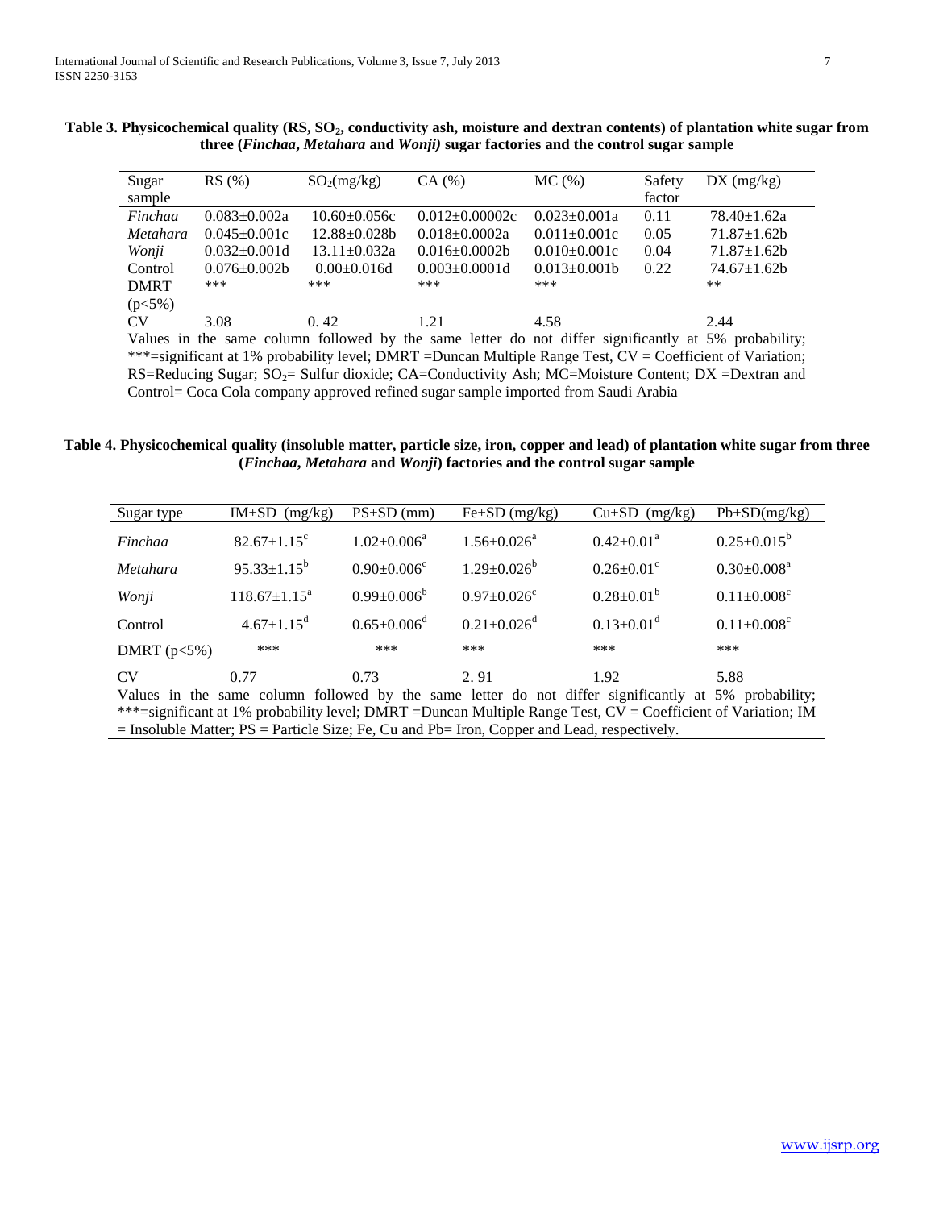**Table 3. Physicochemical quality (RS, $SO_2$, conductivity ash, moisture and dextran contents) of plantation white sugar from three (*Finchaa*, *Metahara* and *Wonji)* sugar factories and the control sugar sample**

| Sugar sample | RS (%) | $SO_2$(mg/kg) | CA (%) | MC (%) | Safety factor | DX (mg/kg) |
|---|---|---|---|---|---|---|
| *Finchaa* | 0.083±0.002a | 10.60±0.056c | 0.012±0.00002c | 0.023±0.001a | 0.11 | 78.40±1.62a |
| *Metahara* | 0.045±0.001c | 12.88±0.028b | 0.018±0.0002a | 0.011±0.001c | 0.05 | 71.87±1.62b |
| *Wonji* | 0.032±0.001d | 13.11±0.032a | 0.016±0.0002b | 0.010±0.001c | 0.04 | 71.87±1.62b |
| Control | 0.076±0.002b | 0.00±0.016d | 0.003±0.0001d | 0.013±0.001b | 0.22 | 74.67±1.62b |
| DMRT (p<5%) | *** | *** | *** | *** | | ** |
| CV | 3.08 | 0. 42 | 1.21 | 4.58 | | 2.44 |

Values in the same column followed by the same letter do not differ significantly at 5% probability; ***=significant at 1% probability level; DMRT =Duncan Multiple Range Test, CV = Coefficient of Variation; RS=Reducing Sugar; $SO_2$= Sulfur dioxide; CA=Conductivity Ash; MC=Moisture Content; DX =Dextran and Control= Coca Cola company approved refined sugar sample imported from Saudi Arabia

**Table 4. Physicochemical quality (insoluble matter, particle size, iron, copper and lead) of plantation white sugar from three (*Finchaa*, *Metahara* and *Wonji*) factories and the control sugar sample**

| Sugar type | IM±SD (mg/kg) | PS±SD (mm) | Fe±SD (mg/kg) | Cu±SD (mg/kg) | Pb±SD(mg/kg) |
|---|---|---|---|---|---|
| *Finchaa* | $82.67{\pm}1.15^{c}$ | $1.02{\pm}0.006^{a}$ | $1.56{\pm}0.026^{a}$ | $0.42{\pm}0.01^{a}$ | $0.25{\pm}0.015^{b}$ |
| *Metahara* | $95.33{\pm}1.15^{b}$ | $0.90{\pm}0.006^{c}$ | $1.29{\pm}0.026^{b}$ | $0.26{\pm}0.01^{c}$ | $0.30{\pm}0.008^{a}$ |
| *Wonji* | $118.67{\pm}1.15^{a}$ | $0.99{\pm}0.006^{b}$ | $0.97{\pm}0.026^{c}$ | $0.28{\pm}0.01^{b}$ | $0.11{\pm}0.008^{c}$ |
| Control | $4.67{\pm}1.15^{d}$ | $0.65{\pm}0.006^{d}$ | $0.21{\pm}0.026^{d}$ | $0.13{\pm}0.01^{d}$ | $0.11{\pm}0.008^{c}$ |
| DMRT (p<5%) | *** | *** | *** | *** | *** |
| CV | 0.77 | 0.73 | 2. 91 | 1.92 | 5.88 |

Values in the same column followed by the same letter do not differ significantly at 5% probability; ***=significant at 1% probability level; DMRT =Duncan Multiple Range Test, CV = Coefficient of Variation; IM = Insoluble Matter; PS = Particle Size; Fe, Cu and Pb= Iron, Copper and Lead, respectively.